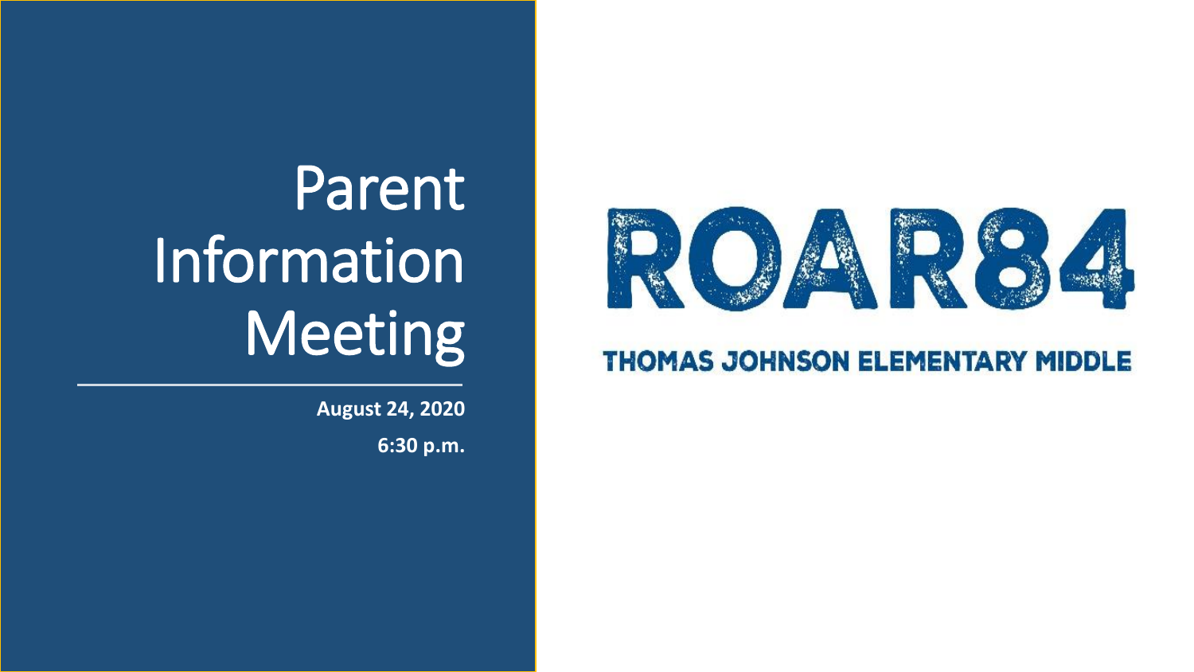# Parent Information Meeting

**August 24, 2020**

**6:30 p.m.**

ROAR84

THOMAS JOHNSON ELEMENTARY MIDDLE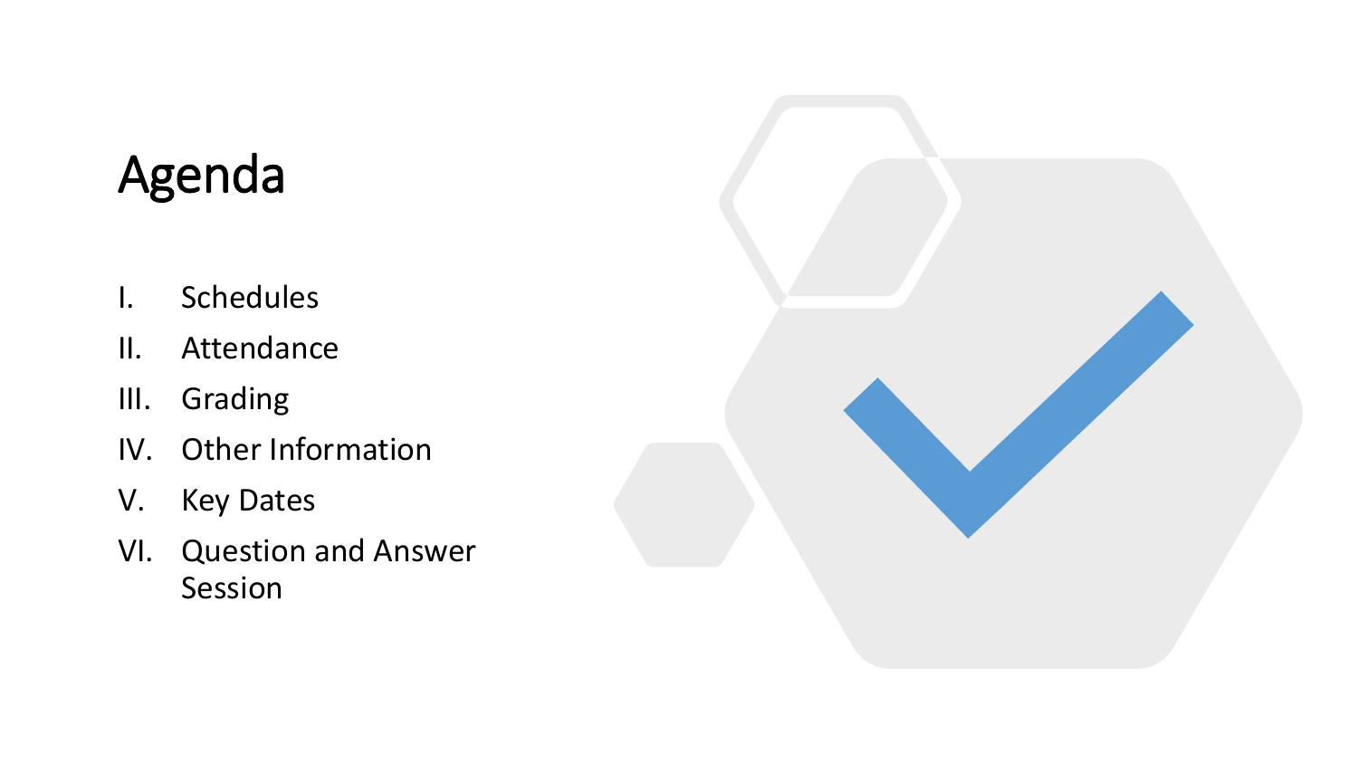# Agenda

I. Schedules
II. Attendance
III. Grading
IV. Other Information
V. Key Dates
VI. Question and Answer Session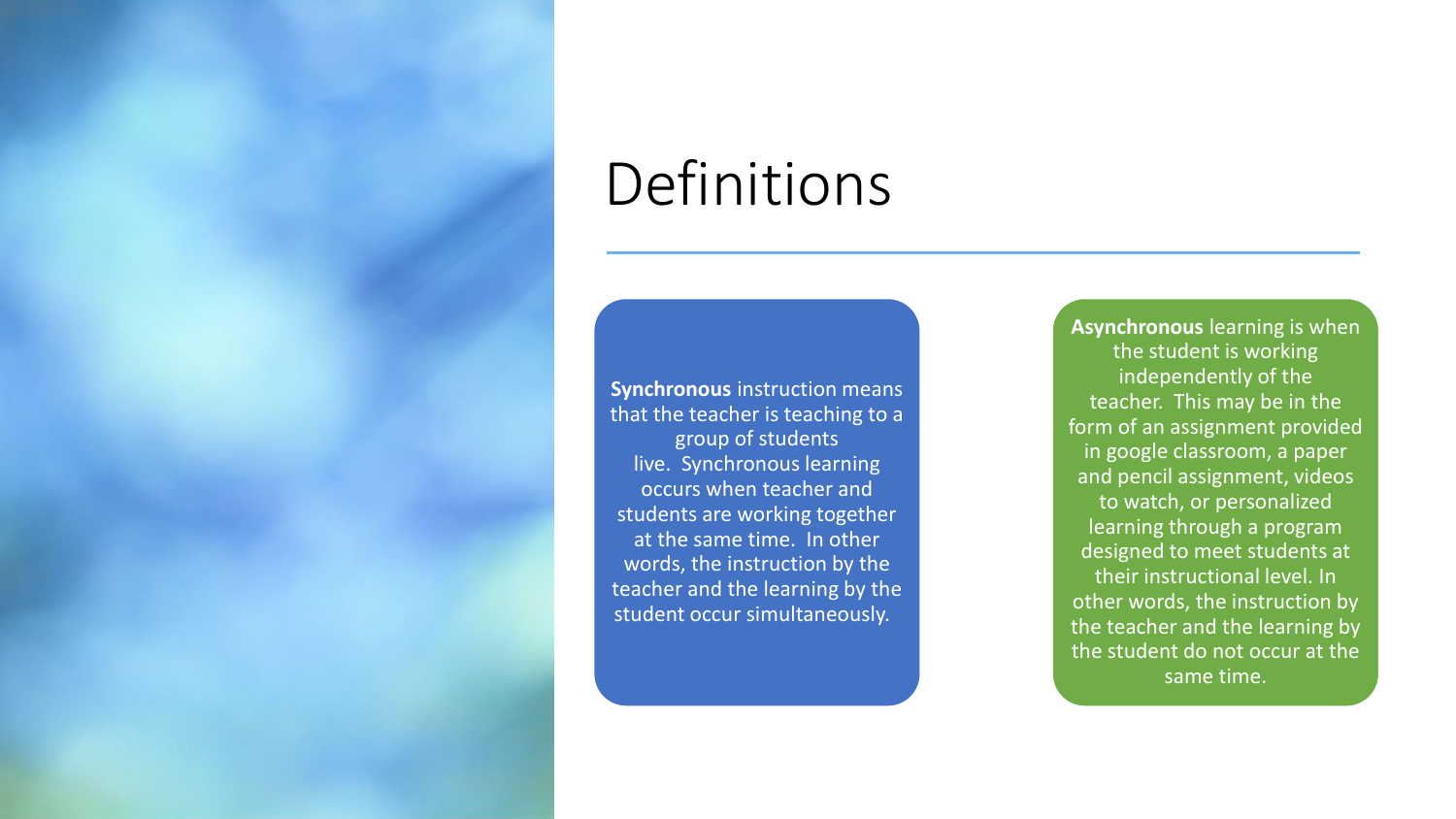# Definitions

**Synchronous** instruction means that the teacher is teaching to a group of students live. Synchronous learning occurs when teacher and students are working together at the same time. In other words, the instruction by the teacher and the learning by the student occur simultaneously.

**Asynchronous** learning is when the student is working independently of the teacher. This may be in the form of an assignment provided in google classroom, a paper and pencil assignment, videos to watch, or personalized learning through a program designed to meet students at their instructional level. In other words, the instruction by the teacher and the learning by the student do not occur at the same time.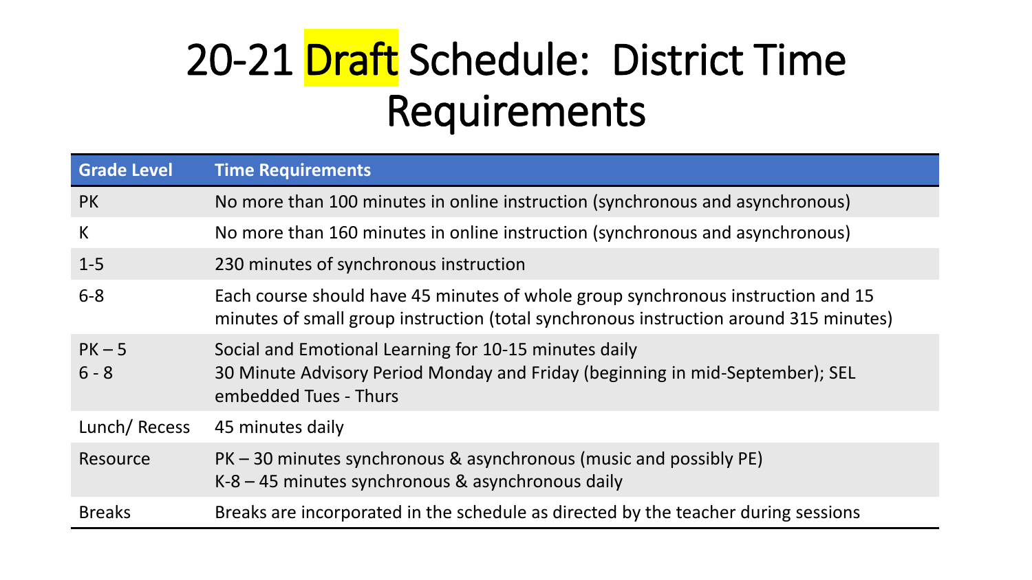# 20-21 Draft Schedule: District Time Requirements

| Grade Level | Time Requirements |
|---|---|
| PK | No more than 100 minutes in online instruction (synchronous and asynchronous) |
| K | No more than 160 minutes in online instruction (synchronous and asynchronous) |
| 1-5 | 230 minutes of synchronous instruction |
| 6-8 | Each course should have 45 minutes of whole group synchronous instruction and 15 minutes of small group instruction (total synchronous instruction around 315 minutes) |
| PK – 5<br>6 - 8 | Social and Emotional Learning for 10-15 minutes daily<br>30 Minute Advisory Period Monday and Friday (beginning in mid-September); SEL embedded Tues - Thurs |
| Lunch/ Recess | 45 minutes daily |
| Resource | PK – 30 minutes synchronous & asynchronous (music and possibly PE)<br>K-8 – 45 minutes synchronous & asynchronous daily |
| Breaks | Breaks are incorporated in the schedule as directed by the teacher during sessions |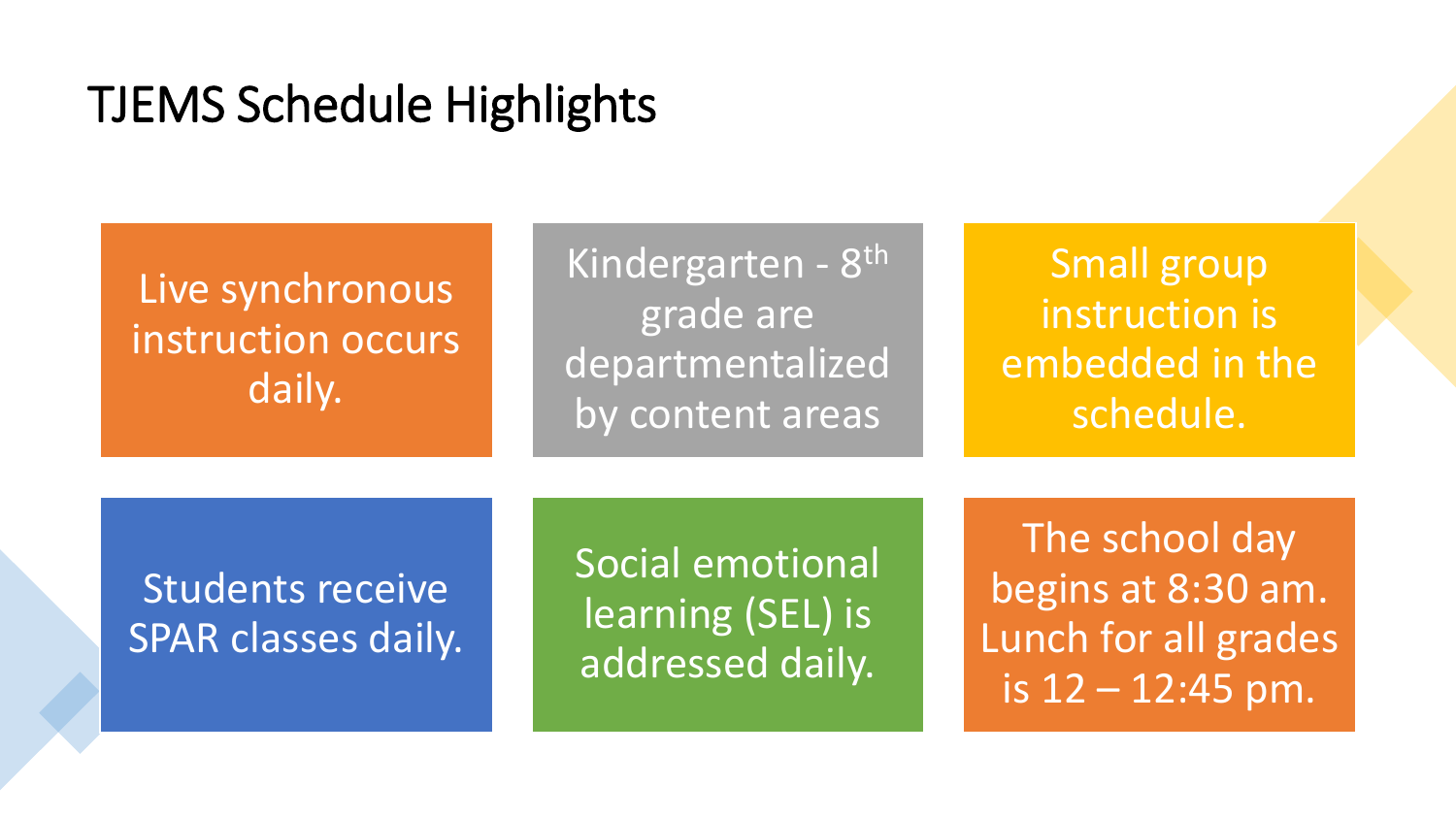# TJEMS Schedule Highlights

- Live synchronous instruction occurs daily.
- Kindergarten - 8$^{th}$ grade are departmentalized by content areas
- Small group instruction is embedded in the schedule.
- Students receive SPAR classes daily.
- Social emotional learning (SEL) is addressed daily.
- The school day begins at 8:30 am. Lunch for all grades is 12 – 12:45 pm.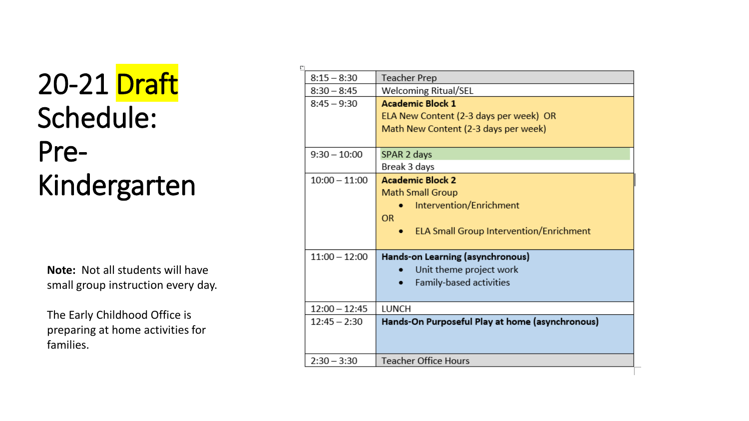# 20-21 Draft Schedule: Pre-Kindergarten

**Note:** Not all students will have small group instruction every day.

The Early Childhood Office is preparing at home activities for families.

| Time | Activity |
| --- | --- |
| 8:15 – 8:30 | Teacher Prep |
| 8:30 – 8:45 | Welcoming Ritual/SEL |
| 8:45 – 9:30 | **Academic Block 1**<br>ELA New Content (2-3 days per week) OR<br>Math New Content (2-3 days per week) |
| 9:30 – 10:00 | SPAR 2 days<br>Break 3 days |
| 10:00 – 11:00 | **Academic Block 2**<br>Math Small Group<br>• Intervention/Enrichment<br>OR<br>• ELA Small Group Intervention/Enrichment |
| 11:00 – 12:00 | **Hands-on Learning (asynchronous)**<br>• Unit theme project work<br>• Family-based activities |
| 12:00 – 12:45 | LUNCH |
| 12:45 – 2:30 | **Hands-On Purposeful Play at home (asynchronous)** |
| 2:30 – 3:30 | Teacher Office Hours |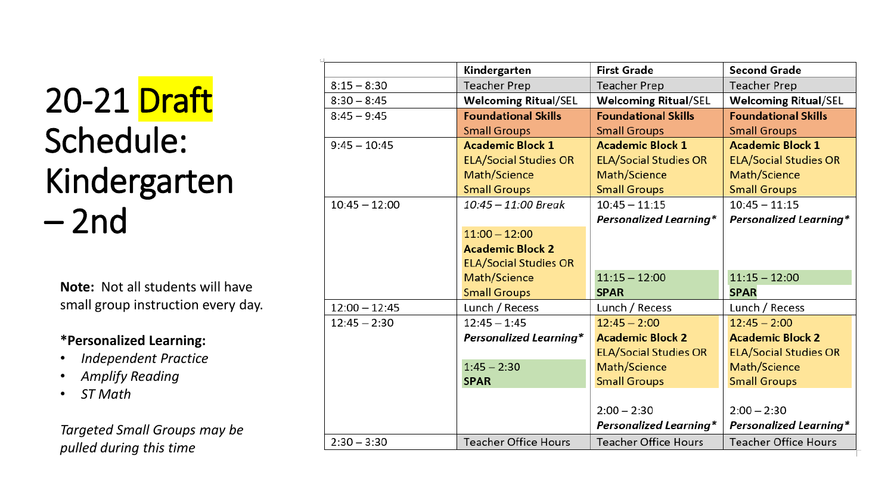# 20-21 Draft Schedule: Kindergarten – 2nd

**Note:** Not all students will have small group instruction every day.

**\*Personalized Learning:**

- *Independent Practice*
- *Amplify Reading*
- *ST Math*

*Targeted Small Groups may be pulled during this time*

| | Kindergarten | First Grade | Second Grade |
|---|---|---|---|
| 8:15 – 8:30 | Teacher Prep | Teacher Prep | Teacher Prep |
| 8:30 – 8:45 | **Welcoming Ritual**/SEL | **Welcoming Ritual**/SEL | **Welcoming Ritual**/SEL |
| 8:45 – 9:45 | **Foundational Skills** Small Groups | **Foundational Skills** Small Groups | **Foundational Skills** Small Groups |
| 9:45 – 10:45 | **Academic Block 1** ELA/Social Studies OR Math/Science Small Groups | **Academic Block 1** ELA/Social Studies OR Math/Science Small Groups | **Academic Block 1** ELA/Social Studies OR Math/Science Small Groups |
| 10:45 – 12:00 | *10:45 – 11:00 Break* 11:00 – 12:00 **Academic Block 2** ELA/Social Studies OR Math/Science Small Groups | 10:45 – 11:15 ***Personalized Learning**** 11:15 – 12:00 **SPAR** | 10:45 – 11:15 ***Personalized Learning**** 11:15 – 12:00 **SPAR** |
| 12:00 – 12:45 | Lunch / Recess | Lunch / Recess | Lunch / Recess |
| 12:45 – 2:30 | 12:45 – 1:45 ***Personalized Learning**** 1:45 – 2:30 **SPAR** | 12:45 – 2:00 **Academic Block 2** ELA/Social Studies OR Math/Science Small Groups 2:00 – 2:30 ***Personalized Learning**** | 12:45 – 2:00 **Academic Block 2** ELA/Social Studies OR Math/Science Small Groups 2:00 – 2:30 ***Personalized Learning**** |
| 2:30 – 3:30 | Teacher Office Hours | Teacher Office Hours | Teacher Office Hours |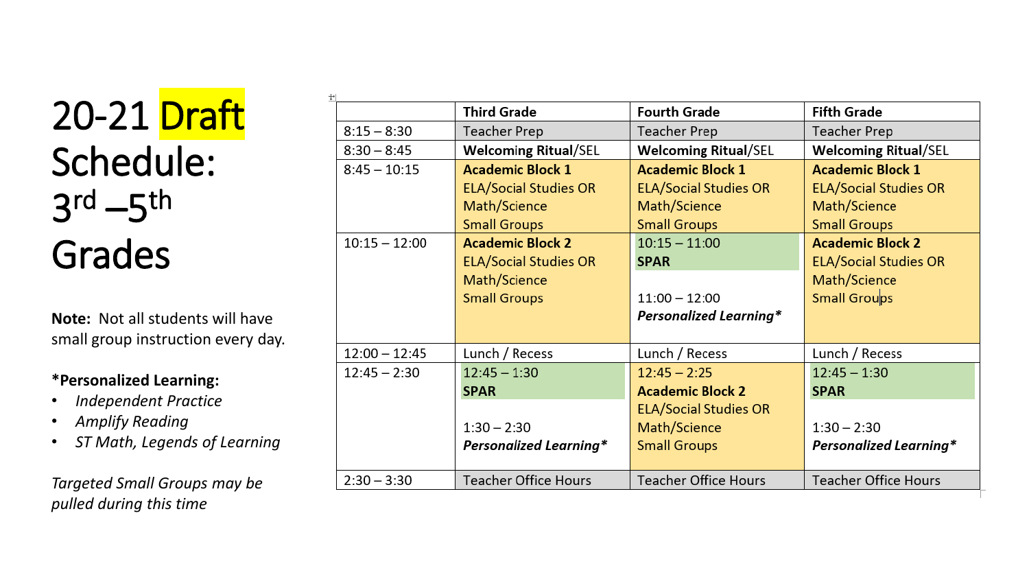# 20-21 Draft Schedule: 3rd –5th Grades

**Note:** Not all students will have small group instruction every day.

**\*Personalized Learning:**

- *Independent Practice*
- *Amplify Reading*
- *ST Math, Legends of Learning*

*Targeted Small Groups may be pulled during this time*

| | Third Grade | Fourth Grade | Fifth Grade |
|---|---|---|---|
| 8:15 – 8:30 | Teacher Prep | Teacher Prep | Teacher Prep |
| 8:30 – 8:45 | **Welcoming Ritual**/SEL | **Welcoming Ritual**/SEL | **Welcoming Ritual**/SEL |
| 8:45 – 10:15 | **Academic Block 1** ELA/Social Studies OR Math/Science Small Groups | **Academic Block 1** ELA/Social Studies OR Math/Science Small Groups | **Academic Block 1** ELA/Social Studies OR Math/Science Small Groups |
| 10:15 – 12:00 | **Academic Block 2** ELA/Social Studies OR Math/Science Small Groups | 10:15 – 11:00 **SPAR** 11:00 – 12:00 ***Personalized Learning\**** | **Academic Block 2** ELA/Social Studies OR Math/Science Small Groups |
| 12:00 – 12:45 | Lunch / Recess | Lunch / Recess | Lunch / Recess |
| 12:45 – 2:30 | 12:45 – 1:30 **SPAR** 1:30 – 2:30 ***Personalized Learning\**** | 12:45 – 2:25 **Academic Block 2** ELA/Social Studies OR Math/Science Small Groups | 12:45 – 1:30 **SPAR** 1:30 – 2:30 ***Personalized Learning\**** |
| 2:30 – 3:30 | Teacher Office Hours | Teacher Office Hours | Teacher Office Hours |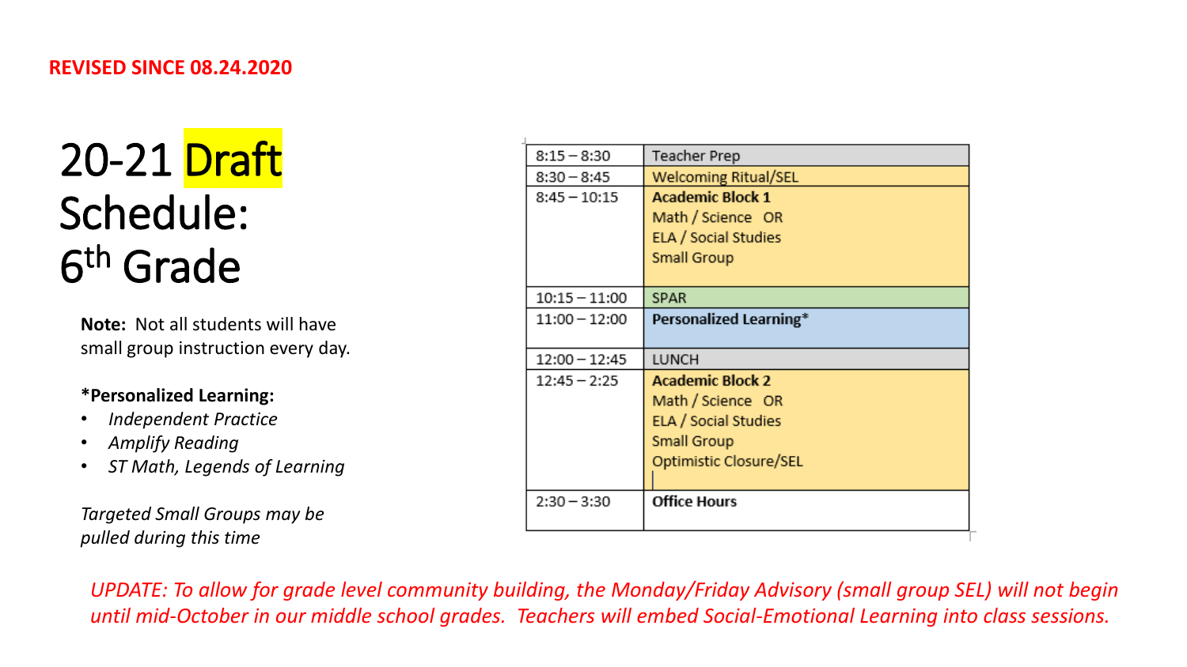**REVISED SINCE 08.24.2020**

# 20-21 Draft Schedule: 6th Grade

**Note:** Not all students will have small group instruction every day.

***Personalized Learning:**

- *Independent Practice*
- *Amplify Reading*
- *ST Math, Legends of Learning*

*Targeted Small Groups may be pulled during this time*

| Time | Activity |
| --- | --- |
| 8:15 – 8:30 | Teacher Prep |
| 8:30 – 8:45 | Welcoming Ritual/SEL |
| 8:45 – 10:15 | **Academic Block 1**<br>Math / Science OR<br>ELA / Social Studies<br>Small Group |
| 10:15 – 11:00 | SPAR |
| 11:00 – 12:00 | **Personalized Learning*** |
| 12:00 – 12:45 | LUNCH |
| 12:45 – 2:25 | **Academic Block 2**<br>Math / Science OR<br>ELA / Social Studies<br>Small Group<br>Optimistic Closure/SEL |
| 2:30 – 3:30 | **Office Hours** |

*UPDATE: To allow for grade level community building, the Monday/Friday Advisory (small group SEL) will not begin until mid-October in our middle school grades. Teachers will embed Social-Emotional Learning into class sessions.*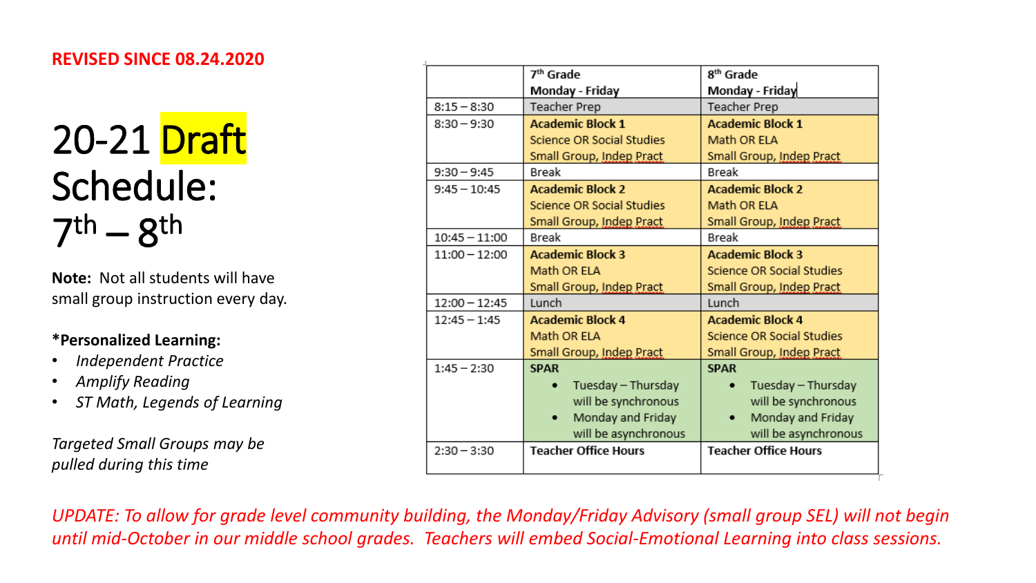**REVISED SINCE 08.24.2020**

# 20-21 Draft Schedule: 7th – 8th

**Note:** Not all students will have small group instruction every day.

**\*Personalized Learning:**

- *Independent Practice*
- *Amplify Reading*
- *ST Math, Legends of Learning*

*Targeted Small Groups may be pulled during this time*

| | 7th Grade Monday - Friday | 8th Grade Monday - Friday |
|---|---|---|
| 8:15 – 8:30 | Teacher Prep | Teacher Prep |
| 8:30 – 9:30 | **Academic Block 1** Science OR Social Studies Small Group, Indep Pract | **Academic Block 1** Math OR ELA Small Group, Indep Pract |
| 9:30 – 9:45 | Break | Break |
| 9:45 – 10:45 | **Academic Block 2** Science OR Social Studies Small Group, Indep Pract | **Academic Block 2** Math OR ELA Small Group, Indep Pract |
| 10:45 – 11:00 | Break | Break |
| 11:00 – 12:00 | **Academic Block 3** Math OR ELA Small Group, Indep Pract | **Academic Block 3** Science OR Social Studies Small Group, Indep Pract |
| 12:00 – 12:45 | Lunch | Lunch |
| 12:45 – 1:45 | **Academic Block 4** Math OR ELA Small Group, Indep Pract | **Academic Block 4** Science OR Social Studies Small Group, Indep Pract |
| 1:45 – 2:30 | **SPAR** • Tuesday – Thursday will be synchronous • Monday and Friday will be asynchronous | **SPAR** • Tuesday – Thursday will be synchronous • Monday and Friday will be asynchronous |
| 2:30 – 3:30 | **Teacher Office Hours** | **Teacher Office Hours** |

*UPDATE: To allow for grade level community building, the Monday/Friday Advisory (small group SEL) will not begin until mid-October in our middle school grades. Teachers will embed Social-Emotional Learning into class sessions.*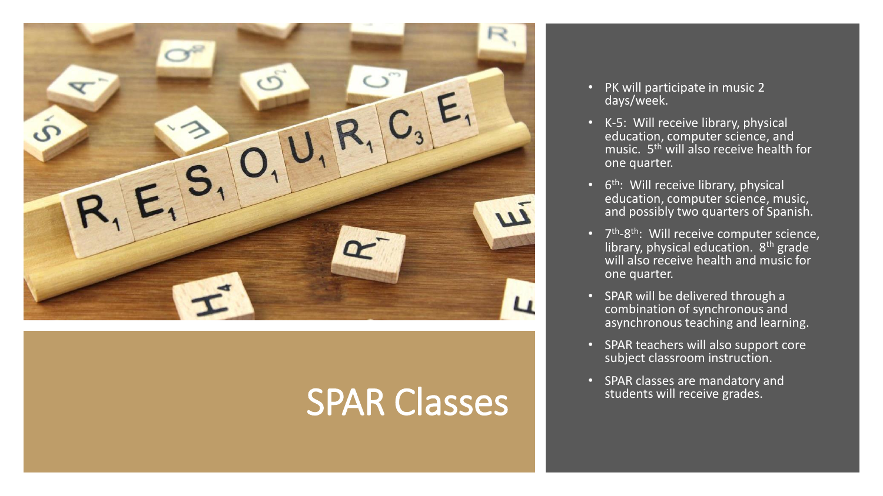# SPAR Classes

- PK will participate in music 2 days/week.
- K-5: Will receive library, physical education, computer science, and music. 5th will also receive health for one quarter.
- 6th: Will receive library, physical education, computer science, music, and possibly two quarters of Spanish.
- 7th-8th: Will receive computer science, library, physical education. 8th grade will also receive health and music for one quarter.
- SPAR will be delivered through a combination of synchronous and asynchronous teaching and learning.
- SPAR teachers will also support core subject classroom instruction.
- SPAR classes are mandatory and students will receive grades.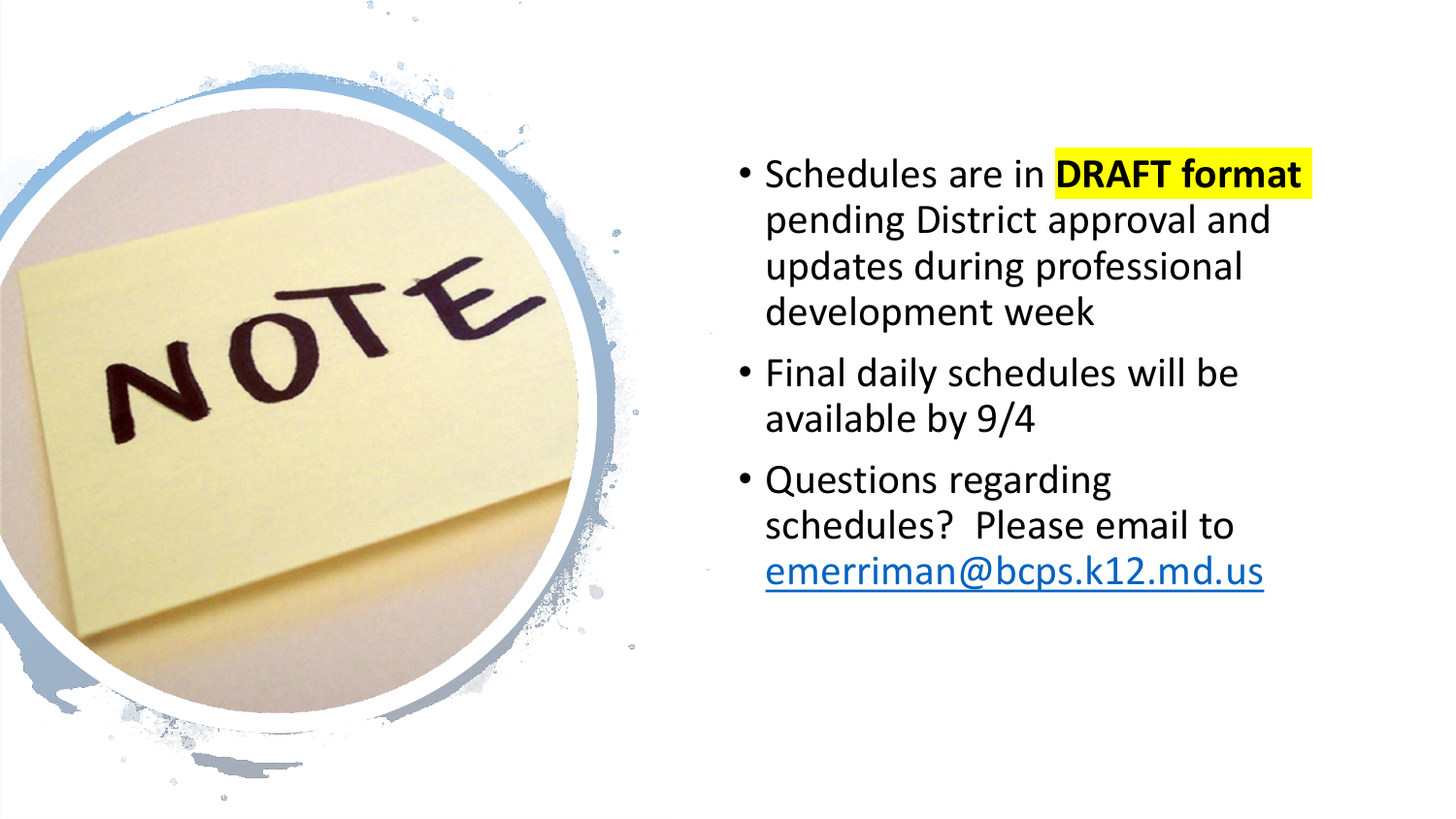- Schedules are in **DRAFT format** pending District approval and updates during professional development week
- Final daily schedules will be available by 9/4
- Questions regarding schedules? Please email to [emerriman@bcps.k12.md.us](mailto:emerriman@bcps.k12.md.us)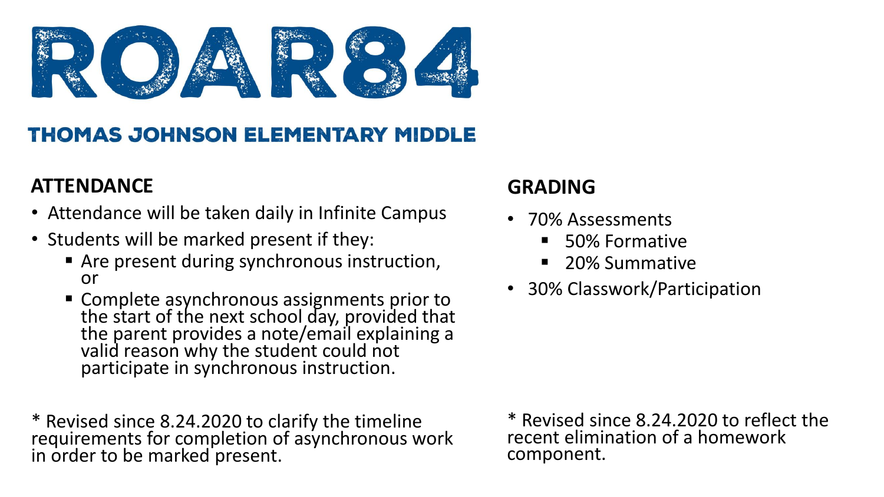# ROAR84

## THOMAS JOHNSON ELEMENTARY MIDDLE

### ATTENDANCE

- Attendance will be taken daily in Infinite Campus
- Students will be marked present if they:
  - Are present during synchronous instruction, or
  - Complete asynchronous assignments prior to the start of the next school day, provided that the parent provides a note/email explaining a valid reason why the student could not participate in synchronous instruction.

* Revised since 8.24.2020 to clarify the timeline requirements for completion of asynchronous work in order to be marked present.

### GRADING

- 70% Assessments
  - 50% Formative
  - 20% Summative
- 30% Classwork/Participation

* Revised since 8.24.2020 to reflect the recent elimination of a homework component.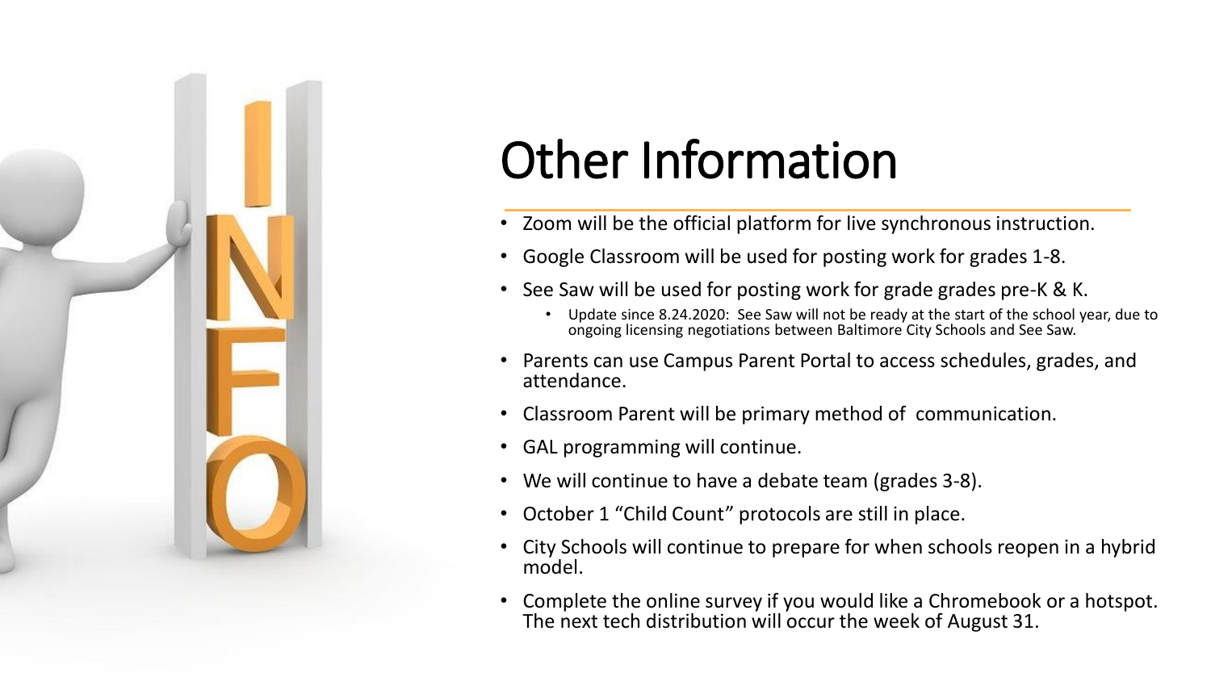# Other Information

- Zoom will be the official platform for live synchronous instruction.
- Google Classroom will be used for posting work for grades 1-8.
- See Saw will be used for posting work for grade grades pre-K & K.
  - Update since 8.24.2020: See Saw will not be ready at the start of the school year, due to ongoing licensing negotiations between Baltimore City Schools and See Saw.
- Parents can use Campus Parent Portal to access schedules, grades, and attendance.
- Classroom Parent will be primary method of communication.
- GAL programming will continue.
- We will continue to have a debate team (grades 3-8).
- October 1 "Child Count" protocols are still in place.
- City Schools will continue to prepare for when schools reopen in a hybrid model.
- Complete the online survey if you would like a Chromebook or a hotspot. The next tech distribution will occur the week of August 31.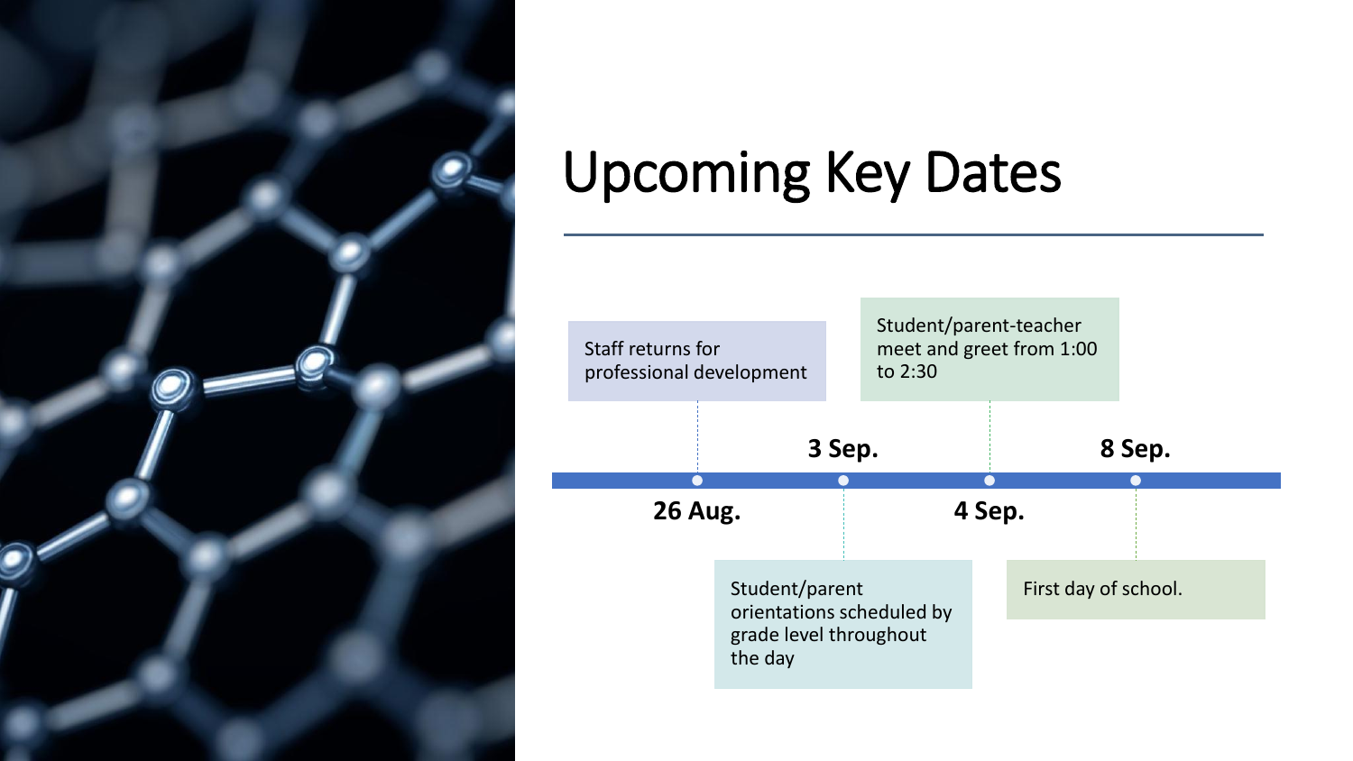# Upcoming Key Dates

- **26 Aug.** — Staff returns for professional development
- **3 Sep.** — Student/parent orientations scheduled by grade level throughout the day
- **4 Sep.** — Student/parent-teacher meet and greet from 1:00 to 2:30
- **8 Sep.** — First day of school.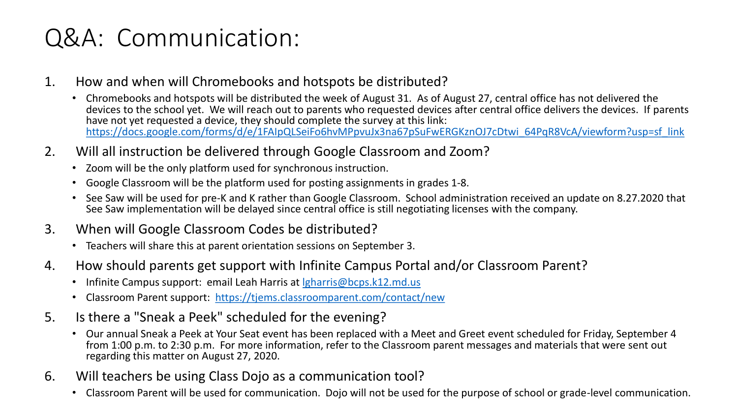# Q&A: Communication:

1. How and when will Chromebooks and hotspots be distributed?
   - Chromebooks and hotspots will be distributed the week of August 31. As of August 27, central office has not delivered the devices to the school yet. We will reach out to parents who requested devices after central office delivers the devices. If parents have not yet requested a device, they should complete the survey at this link: https://docs.google.com/forms/d/e/1FAIpQLSeiFo6hvMPpvuJx3na67pSuFwERGKznOJ7cDtwi_64PqR8VcA/viewform?usp=sf_link
2. Will all instruction be delivered through Google Classroom and Zoom?
   - Zoom will be the only platform used for synchronous instruction.
   - Google Classroom will be the platform used for posting assignments in grades 1-8.
   - See Saw will be used for pre-K and K rather than Google Classroom. School administration received an update on 8.27.2020 that See Saw implementation will be delayed since central office is still negotiating licenses with the company.
3. When will Google Classroom Codes be distributed?
   - Teachers will share this at parent orientation sessions on September 3.
4. How should parents get support with Infinite Campus Portal and/or Classroom Parent?
   - Infinite Campus support: email Leah Harris at lgharris@bcps.k12.md.us
   - Classroom Parent support: https://tjems.classroomparent.com/contact/new
5. Is there a "Sneak a Peek" scheduled for the evening?
   - Our annual Sneak a Peek at Your Seat event has been replaced with a Meet and Greet event scheduled for Friday, September 4 from 1:00 p.m. to 2:30 p.m. For more information, refer to the Classroom parent messages and materials that were sent out regarding this matter on August 27, 2020.
6. Will teachers be using Class Dojo as a communication tool?
   - Classroom Parent will be used for communication. Dojo will not be used for the purpose of school or grade-level communication.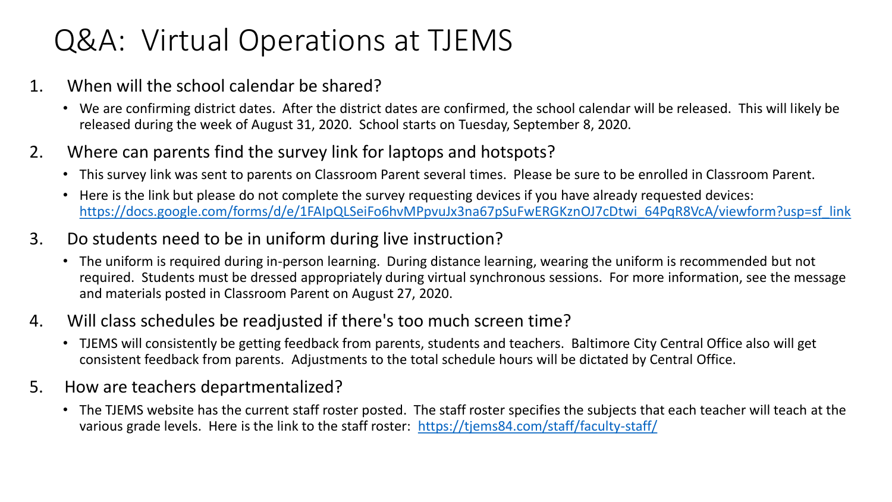# Q&A: Virtual Operations at TJEMS

1. When will the school calendar be shared?
   - We are confirming district dates. After the district dates are confirmed, the school calendar will be released. This will likely be released during the week of August 31, 2020. School starts on Tuesday, September 8, 2020.

2. Where can parents find the survey link for laptops and hotspots?
   - This survey link was sent to parents on Classroom Parent several times. Please be sure to be enrolled in Classroom Parent.
   - Here is the link but please do not complete the survey requesting devices if you have already requested devices: https://docs.google.com/forms/d/e/1FAIpQLSeiFo6hvMPpvuJx3na67pSuFwERGKznOJ7cDtwi_64PqR8VcA/viewform?usp=sf_link

3. Do students need to be in uniform during live instruction?
   - The uniform is required during in-person learning. During distance learning, wearing the uniform is recommended but not required. Students must be dressed appropriately during virtual synchronous sessions. For more information, see the message and materials posted in Classroom Parent on August 27, 2020.

4. Will class schedules be readjusted if there's too much screen time?
   - TJEMS will consistently be getting feedback from parents, students and teachers. Baltimore City Central Office also will get consistent feedback from parents. Adjustments to the total schedule hours will be dictated by Central Office.

5. How are teachers departmentalized?
   - The TJEMS website has the current staff roster posted. The staff roster specifies the subjects that each teacher will teach at the various grade levels. Here is the link to the staff roster: https://tjems84.com/staff/faculty-staff/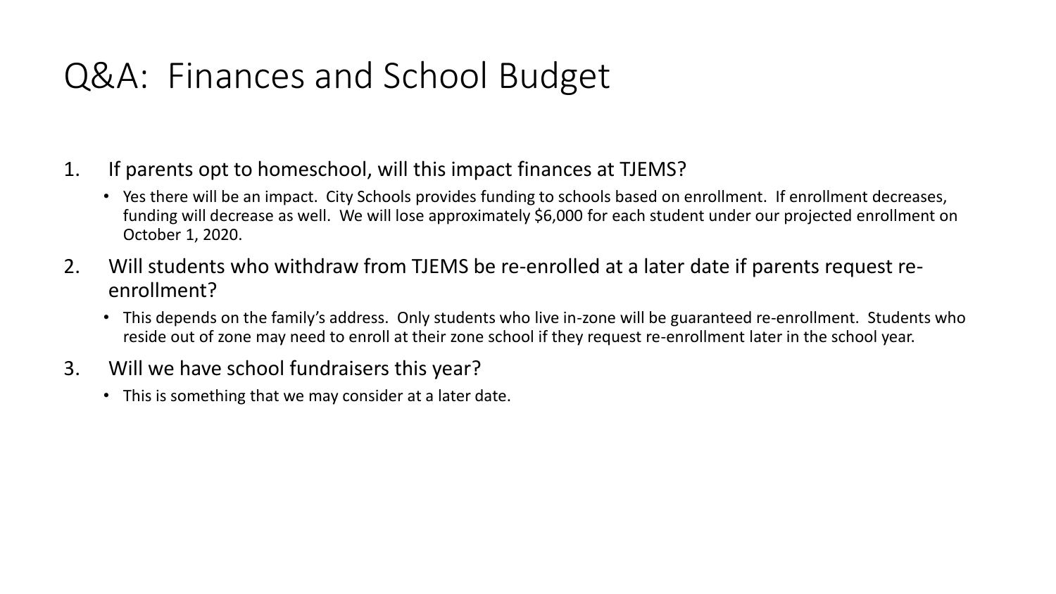# Q&A: Finances and School Budget

1. If parents opt to homeschool, will this impact finances at TJEMS?
   - Yes there will be an impact. City Schools provides funding to schools based on enrollment. If enrollment decreases, funding will decrease as well. We will lose approximately $6,000 for each student under our projected enrollment on October 1, 2020.
2. Will students who withdraw from TJEMS be re-enrolled at a later date if parents request re-enrollment?
   - This depends on the family's address. Only students who live in-zone will be guaranteed re-enrollment. Students who reside out of zone may need to enroll at their zone school if they request re-enrollment later in the school year.
3. Will we have school fundraisers this year?
   - This is something that we may consider at a later date.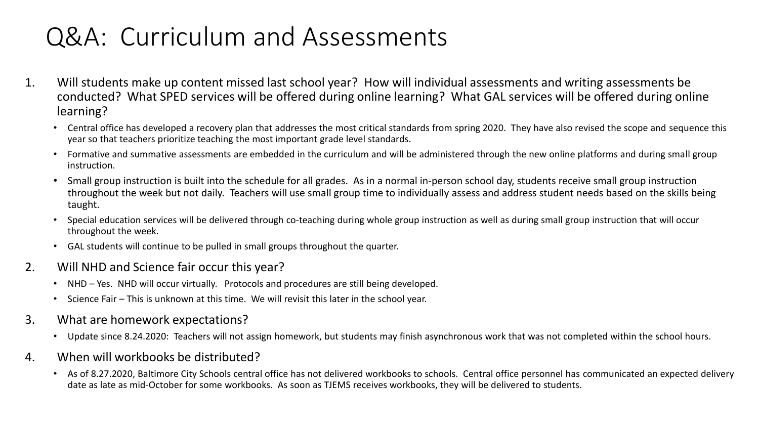# Q&A: Curriculum and Assessments

1. Will students make up content missed last school year? How will individual assessments and writing assessments be conducted? What SPED services will be offered during online learning? What GAL services will be offered during online learning?
   - Central office has developed a recovery plan that addresses the most critical standards from spring 2020. They have also revised the scope and sequence this year so that teachers prioritize teaching the most important grade level standards.
   - Formative and summative assessments are embedded in the curriculum and will be administered through the new online platforms and during small group instruction.
   - Small group instruction is built into the schedule for all grades. As in a normal in-person school day, students receive small group instruction throughout the week but not daily. Teachers will use small group time to individually assess and address student needs based on the skills being taught.
   - Special education services will be delivered through co-teaching during whole group instruction as well as during small group instruction that will occur throughout the week.
   - GAL students will continue to be pulled in small groups throughout the quarter.
2. Will NHD and Science fair occur this year?
   - NHD – Yes. NHD will occur virtually. Protocols and procedures are still being developed.
   - Science Fair – This is unknown at this time. We will revisit this later in the school year.
3. What are homework expectations?
   - Update since 8.24.2020: Teachers will not assign homework, but students may finish asynchronous work that was not completed within the school hours.
4. When will workbooks be distributed?
   - As of 8.27.2020, Baltimore City Schools central office has not delivered workbooks to schools. Central office personnel has communicated an expected delivery date as late as mid-October for some workbooks. As soon as TJEMS receives workbooks, they will be delivered to students.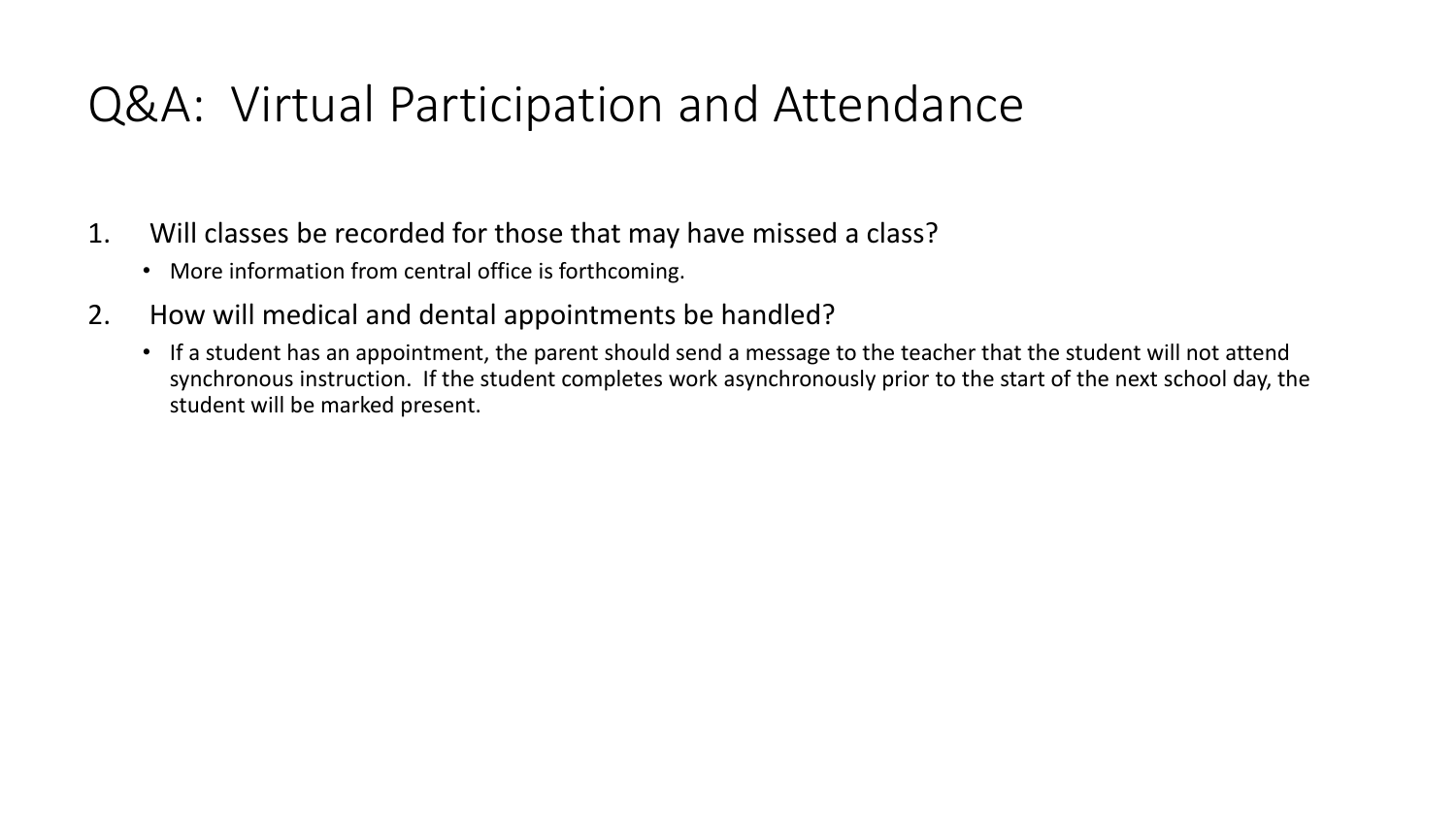# Q&A: Virtual Participation and Attendance

1. Will classes be recorded for those that may have missed a class?
   - More information from central office is forthcoming.
2. How will medical and dental appointments be handled?
   - If a student has an appointment, the parent should send a message to the teacher that the student will not attend synchronous instruction. If the student completes work asynchronously prior to the start of the next school day, the student will be marked present.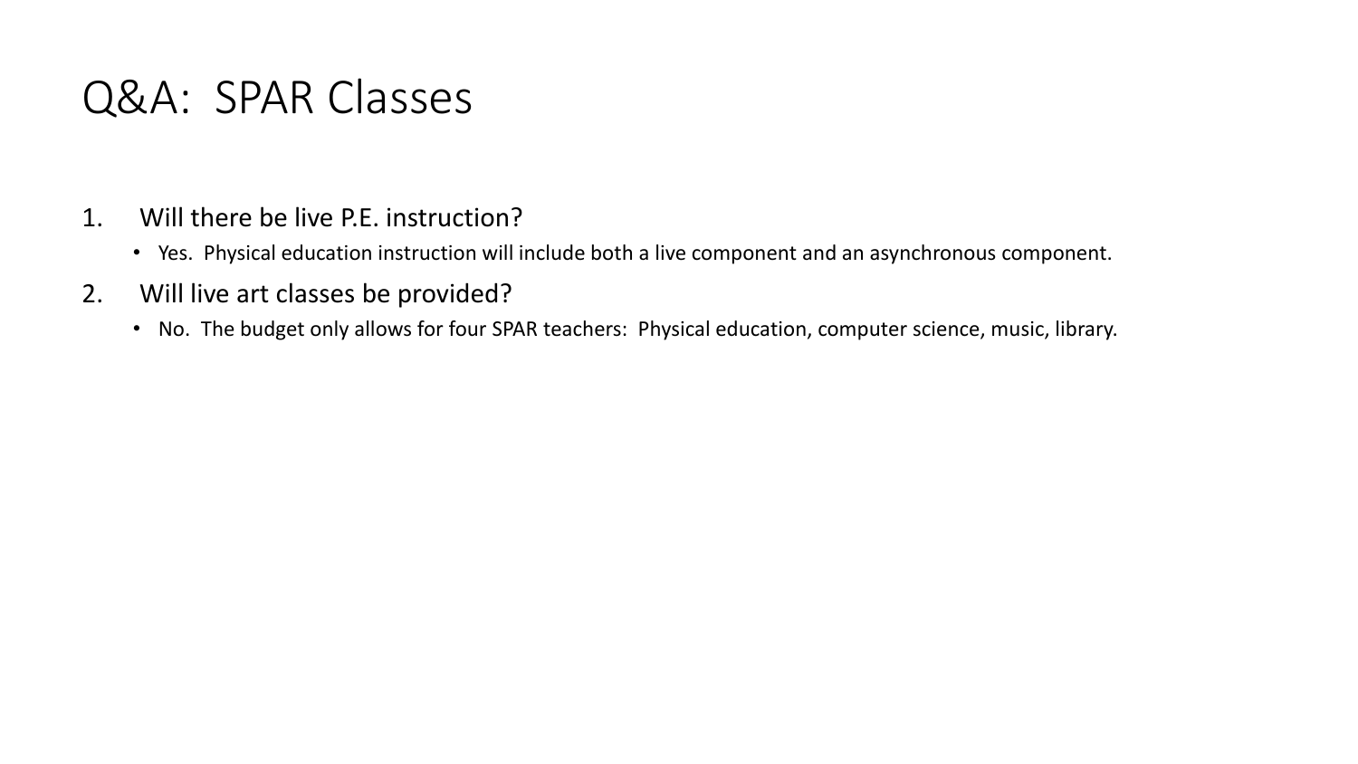# Q&A: SPAR Classes

1. Will there be live P.E. instruction?
   - Yes. Physical education instruction will include both a live component and an asynchronous component.
2. Will live art classes be provided?
   - No. The budget only allows for four SPAR teachers: Physical education, computer science, music, library.